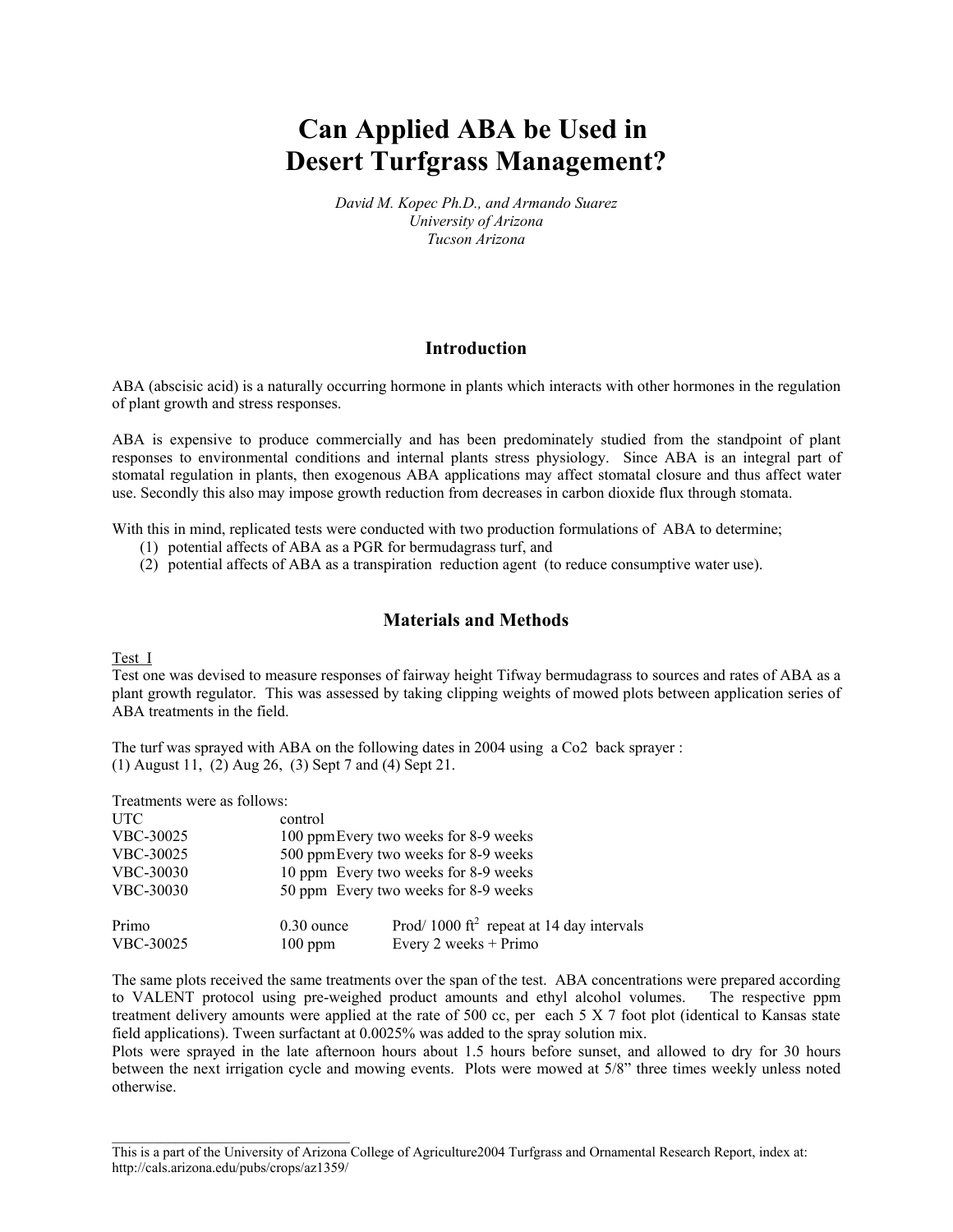# Can Applied ABA be Used in Desert Turfgrass Management?

*David M. Kopec Ph.D., and Armando Suarez*
*University of Arizona*
*Tucson Arizona*

## Introduction

ABA (abscisic acid) is a naturally occurring hormone in plants which interacts with other hormones in the regulation of plant growth and stress responses.

ABA is expensive to produce commercially and has been predominately studied from the standpoint of plant responses to environmental conditions and internal plants stress physiology. Since ABA is an integral part of stomatal regulation in plants, then exogenous ABA applications may affect stomatal closure and thus affect water use. Secondly this also may impose growth reduction from decreases in carbon dioxide flux through stomata.

With this in mind, replicated tests were conducted with two production formulations of ABA to determine;

1. potential affects of ABA as a PGR for bermudagrass turf, and
2. potential affects of ABA as a transpiration reduction agent (to reduce consumptive water use).

## Materials and Methods

Test I

Test one was devised to measure responses of fairway height Tifway bermudagrass to sources and rates of ABA as a plant growth regulator. This was assessed by taking clipping weights of mowed plots between application series of ABA treatments in the field.

The turf was sprayed with ABA on the following dates in 2004 using a $CO_2$ back sprayer :
(1) August 11, (2) Aug 26, (3) Sept 7 and (4) Sept 21.

Treatments were as follows:

| | | |
|---|---|---|
| UTC | control | |
| VBC-30025 | 100 ppm | Every two weeks for 8-9 weeks |
| VBC-30025 | 500 ppm | Every two weeks for 8-9 weeks |
| VBC-30030 | 10 ppm | Every two weeks for 8-9 weeks |
| VBC-30030 | 50 ppm | Every two weeks for 8-9 weeks |
| Primo | 0.30 ounce | Prod/ 1000 $ft^2$ repeat at 14 day intervals |
| VBC-30025 | 100 ppm | Every 2 weeks + Primo |

The same plots received the same treatments over the span of the test. ABA concentrations were prepared according to VALENT protocol using pre-weighed product amounts and ethyl alcohol volumes. The respective ppm treatment delivery amounts were applied at the rate of 500 cc, per each 5 X 7 foot plot (identical to Kansas state field applications). Tween surfactant at 0.0025% was added to the spray solution mix.

Plots were sprayed in the late afternoon hours about 1.5 hours before sunset, and allowed to dry for 30 hours between the next irrigation cycle and mowing events. Plots were mowed at 5/8" three times weekly unless noted otherwise.

---

This is a part of the University of Arizona College of Agriculture2004 Turfgrass and Ornamental Research Report, index at: http://cals.arizona.edu/pubs/crops/az1359/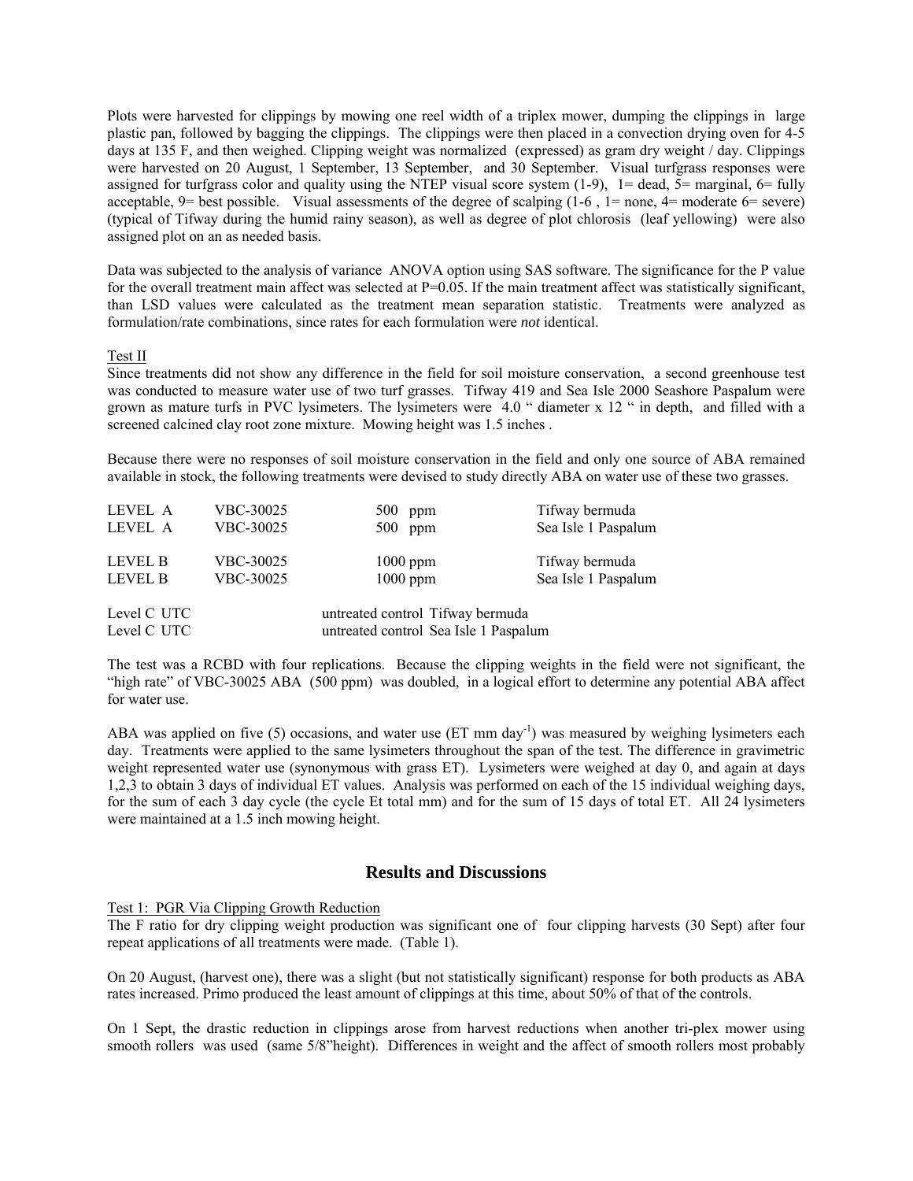Plots were harvested for clippings by mowing one reel width of a triplex mower, dumping the clippings in large plastic pan, followed by bagging the clippings. The clippings were then placed in a convection drying oven for 4-5 days at 135 F, and then weighed. Clipping weight was normalized (expressed) as gram dry weight / day. Clippings were harvested on 20 August, 1 September, 13 September, and 30 September. Visual turfgrass responses were assigned for turfgrass color and quality using the NTEP visual score system (1-9), 1= dead, 5= marginal, 6= fully acceptable, 9= best possible. Visual assessments of the degree of scalping (1-6 , 1= none, 4= moderate 6= severe) (typical of Tifway during the humid rainy season), as well as degree of plot chlorosis (leaf yellowing) were also assigned plot on an as needed basis.

Data was subjected to the analysis of variance ANOVA option using SAS software. The significance for the P value for the overall treatment main affect was selected at P=0.05. If the main treatment affect was statistically significant, than LSD values were calculated as the treatment mean separation statistic. Treatments were analyzed as formulation/rate combinations, since rates for each formulation were *not* identical.

Test II

Since treatments did not show any difference in the field for soil moisture conservation, a second greenhouse test was conducted to measure water use of two turf grasses. Tifway 419 and Sea Isle 2000 Seashore Paspalum were grown as mature turfs in PVC lysimeters. The lysimeters were 4.0 " diameter x 12 " in depth, and filled with a screened calcined clay root zone mixture. Mowing height was 1.5 inches .

Because there were no responses of soil moisture conservation in the field and only one source of ABA remained available in stock, the following treatments were devised to study directly ABA on water use of these two grasses.

| | | | |
|---|---|---|---|
| LEVEL A | VBC-30025 | 500 ppm | Tifway bermuda |
| LEVEL A | VBC-30025 | 500 ppm | Sea Isle 1 Paspalum |
| LEVEL B | VBC-30025 | 1000 ppm | Tifway bermuda |
| LEVEL B | VBC-30025 | 1000 ppm | Sea Isle 1 Paspalum |
| Level C UTC | | untreated control Tifway bermuda | |
| Level C UTC | | untreated control Sea Isle 1 Paspalum | |

The test was a RCBD with four replications. Because the clipping weights in the field were not significant, the "high rate" of VBC-30025 ABA (500 ppm) was doubled, in a logical effort to determine any potential ABA affect for water use.

ABA was applied on five (5) occasions, and water use (ET mm day$^{-1}$) was measured by weighing lysimeters each day. Treatments were applied to the same lysimeters throughout the span of the test. The difference in gravimetric weight represented water use (synonymous with grass ET). Lysimeters were weighed at day 0, and again at days 1,2,3 to obtain 3 days of individual ET values. Analysis was performed on each of the 15 individual weighing days, for the sum of each 3 day cycle (the cycle Et total mm) and for the sum of 15 days of total ET. All 24 lysimeters were maintained at a 1.5 inch mowing height.

## Results and Discussions

Test 1: PGR Via Clipping Growth Reduction

The F ratio for dry clipping weight production was significant one of four clipping harvests (30 Sept) after four repeat applications of all treatments were made. (Table 1).

On 20 August, (harvest one), there was a slight (but not statistically significant) response for both products as ABA rates increased. Primo produced the least amount of clippings at this time, about 50% of that of the controls.

On 1 Sept, the drastic reduction in clippings arose from harvest reductions when another tri-plex mower using smooth rollers was used (same 5/8"height). Differences in weight and the affect of smooth rollers most probably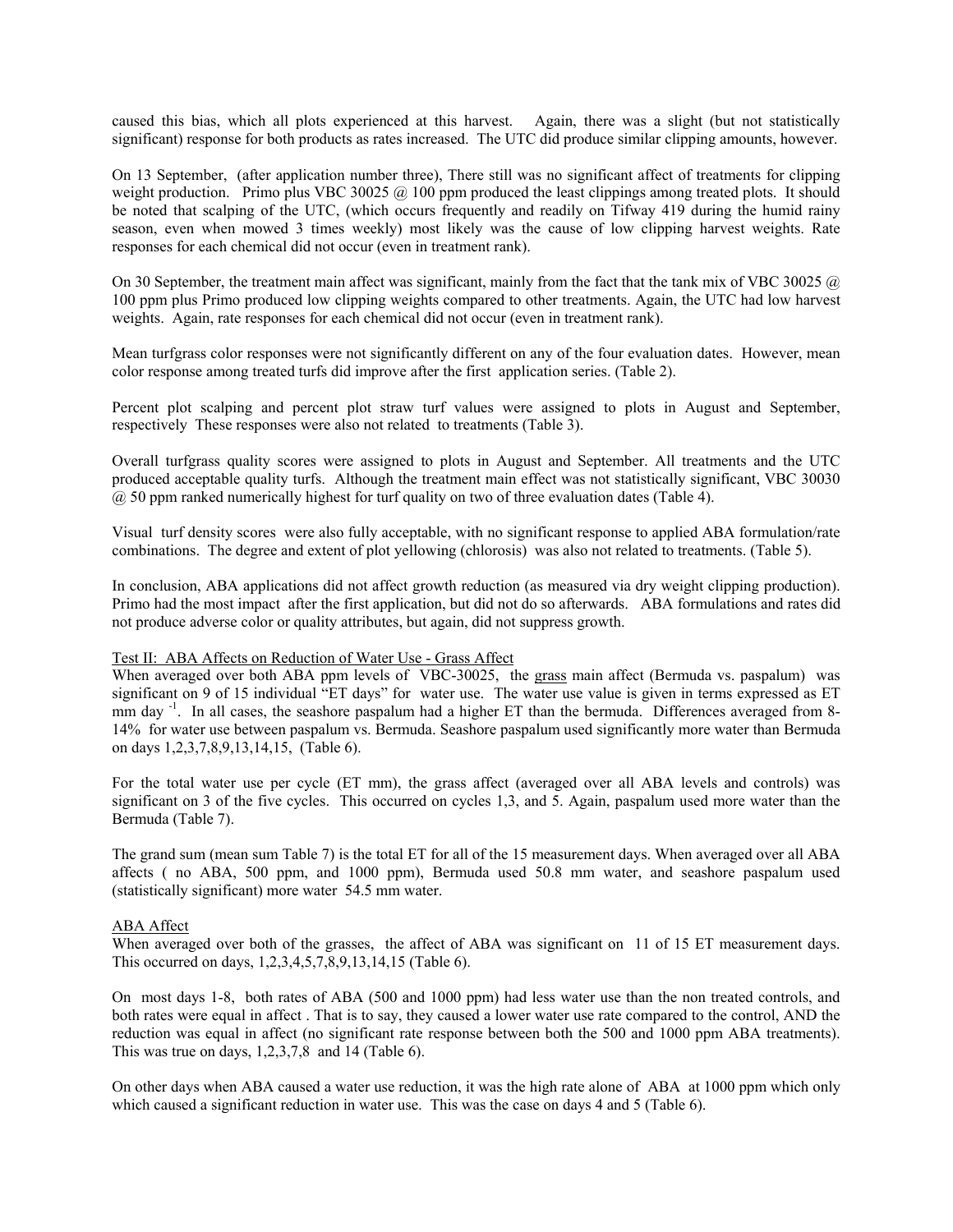caused this bias, which all plots experienced at this harvest. Again, there was a slight (but not statistically significant) response for both products as rates increased. The UTC did produce similar clipping amounts, however.

On 13 September, (after application number three), There still was no significant affect of treatments for clipping weight production. Primo plus VBC 30025 @ 100 ppm produced the least clippings among treated plots. It should be noted that scalping of the UTC, (which occurs frequently and readily on Tifway 419 during the humid rainy season, even when mowed 3 times weekly) most likely was the cause of low clipping harvest weights. Rate responses for each chemical did not occur (even in treatment rank).

On 30 September, the treatment main affect was significant, mainly from the fact that the tank mix of VBC 30025 @ 100 ppm plus Primo produced low clipping weights compared to other treatments. Again, the UTC had low harvest weights. Again, rate responses for each chemical did not occur (even in treatment rank).

Mean turfgrass color responses were not significantly different on any of the four evaluation dates. However, mean color response among treated turfs did improve after the first application series. (Table 2).

Percent plot scalping and percent plot straw turf values were assigned to plots in August and September, respectively These responses were also not related to treatments (Table 3).

Overall turfgrass quality scores were assigned to plots in August and September. All treatments and the UTC produced acceptable quality turfs. Although the treatment main effect was not statistically significant, VBC 30030 @ 50 ppm ranked numerically highest for turf quality on two of three evaluation dates (Table 4).

Visual turf density scores were also fully acceptable, with no significant response to applied ABA formulation/rate combinations. The degree and extent of plot yellowing (chlorosis) was also not related to treatments. (Table 5).

In conclusion, ABA applications did not affect growth reduction (as measured via dry weight clipping production). Primo had the most impact after the first application, but did not do so afterwards. ABA formulations and rates did not produce adverse color or quality attributes, but again, did not suppress growth.

Test II: ABA Affects on Reduction of Water Use - Grass Affect

When averaged over both ABA ppm levels of VBC-30025, the grass main affect (Bermuda vs. paspalum) was significant on 9 of 15 individual "ET days" for water use. The water use value is given in terms expressed as ET mm day $^{-1}$. In all cases, the seashore paspalum had a higher ET than the bermuda. Differences averaged from 8-14% for water use between paspalum vs. Bermuda. Seashore paspalum used significantly more water than Bermuda on days 1,2,3,7,8,9,13,14,15, (Table 6).

For the total water use per cycle (ET mm), the grass affect (averaged over all ABA levels and controls) was significant on 3 of the five cycles. This occurred on cycles 1,3, and 5. Again, paspalum used more water than the Bermuda (Table 7).

The grand sum (mean sum Table 7) is the total ET for all of the 15 measurement days. When averaged over all ABA affects ( no ABA, 500 ppm, and 1000 ppm), Bermuda used 50.8 mm water, and seashore paspalum used (statistically significant) more water 54.5 mm water.

ABA Affect

When averaged over both of the grasses, the affect of ABA was significant on 11 of 15 ET measurement days. This occurred on days, 1,2,3,4,5,7,8,9,13,14,15 (Table 6).

On most days 1-8, both rates of ABA (500 and 1000 ppm) had less water use than the non treated controls, and both rates were equal in affect . That is to say, they caused a lower water use rate compared to the control, AND the reduction was equal in affect (no significant rate response between both the 500 and 1000 ppm ABA treatments). This was true on days, 1,2,3,7,8 and 14 (Table 6).

On other days when ABA caused a water use reduction, it was the high rate alone of ABA at 1000 ppm which only which caused a significant reduction in water use. This was the case on days 4 and 5 (Table 6).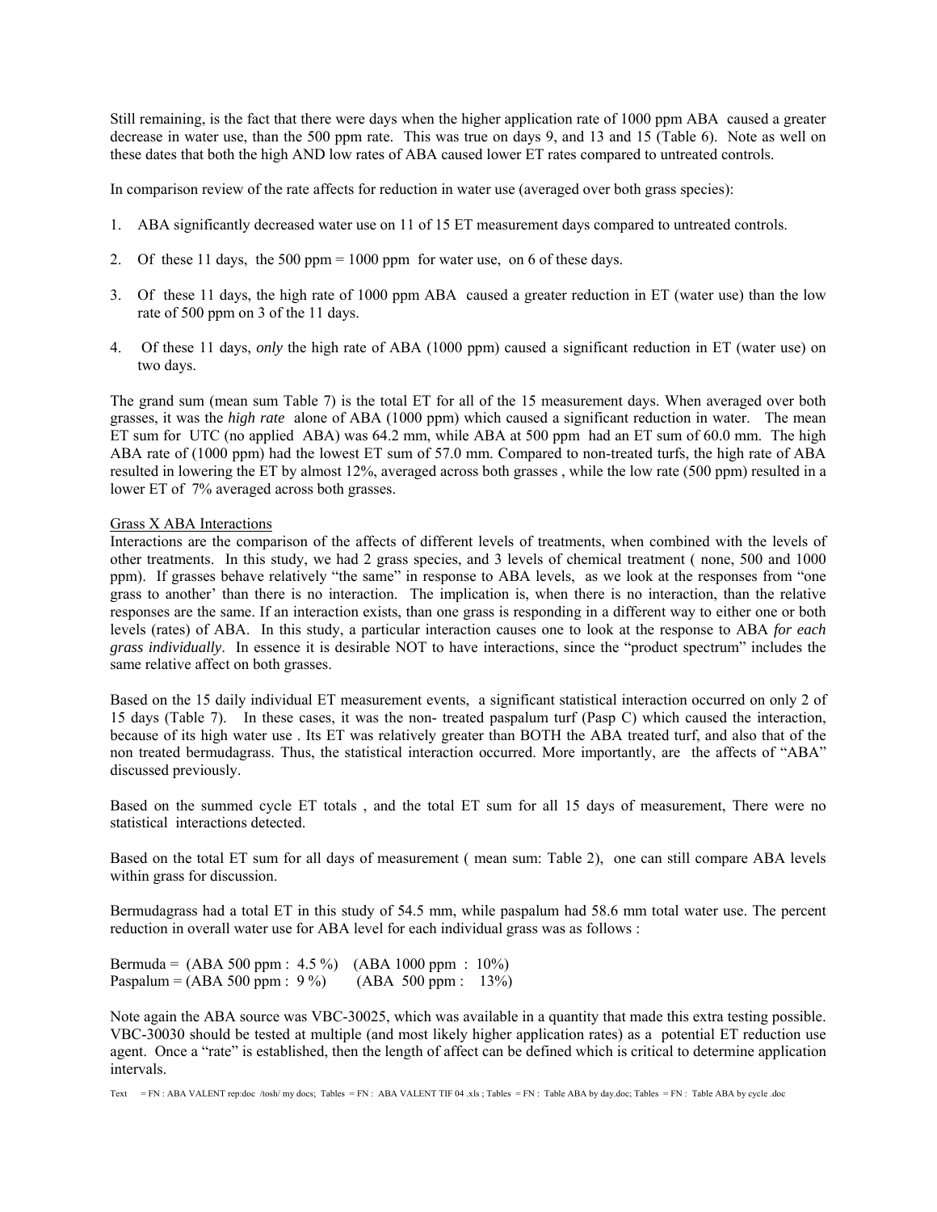Still remaining, is the fact that there were days when the higher application rate of 1000 ppm ABA caused a greater decrease in water use, than the 500 ppm rate. This was true on days 9, and 13 and 15 (Table 6). Note as well on these dates that both the high AND low rates of ABA caused lower ET rates compared to untreated controls.

In comparison review of the rate affects for reduction in water use (averaged over both grass species):

1. ABA significantly decreased water use on 11 of 15 ET measurement days compared to untreated controls.
2. Of these 11 days, the 500 ppm = 1000 ppm for water use, on 6 of these days.
3. Of these 11 days, the high rate of 1000 ppm ABA caused a greater reduction in ET (water use) than the low rate of 500 ppm on 3 of the 11 days.
4. Of these 11 days, *only* the high rate of ABA (1000 ppm) caused a significant reduction in ET (water use) on two days.

The grand sum (mean sum Table 7) is the total ET for all of the 15 measurement days. When averaged over both grasses, it was the *high rate* alone of ABA (1000 ppm) which caused a significant reduction in water. The mean ET sum for UTC (no applied ABA) was 64.2 mm, while ABA at 500 ppm had an ET sum of 60.0 mm. The high ABA rate of (1000 ppm) had the lowest ET sum of 57.0 mm. Compared to non-treated turfs, the high rate of ABA resulted in lowering the ET by almost 12%, averaged across both grasses , while the low rate (500 ppm) resulted in a lower ET of 7% averaged across both grasses.

Grass X ABA Interactions

Interactions are the comparison of the affects of different levels of treatments, when combined with the levels of other treatments. In this study, we had 2 grass species, and 3 levels of chemical treatment ( none, 500 and 1000 ppm). If grasses behave relatively "the same" in response to ABA levels, as we look at the responses from "one grass to another' than there is no interaction. The implication is, when there is no interaction, than the relative responses are the same. If an interaction exists, than one grass is responding in a different way to either one or both levels (rates) of ABA. In this study, a particular interaction causes one to look at the response to ABA *for each grass individually*. In essence it is desirable NOT to have interactions, since the "product spectrum" includes the same relative affect on both grasses.

Based on the 15 daily individual ET measurement events, a significant statistical interaction occurred on only 2 of 15 days (Table 7). In these cases, it was the non- treated paspalum turf (Pasp C) which caused the interaction, because of its high water use . Its ET was relatively greater than BOTH the ABA treated turf, and also that of the non treated bermudagrass. Thus, the statistical interaction occurred. More importantly, are the affects of "ABA" discussed previously.

Based on the summed cycle ET totals , and the total ET sum for all 15 days of measurement, There were no statistical interactions detected.

Based on the total ET sum for all days of measurement ( mean sum: Table 2), one can still compare ABA levels within grass for discussion.

Bermudagrass had a total ET in this study of 54.5 mm, while paspalum had 58.6 mm total water use. The percent reduction in overall water use for ABA level for each individual grass was as follows :

Bermuda = (ABA 500 ppm : 4.5 %) (ABA 1000 ppm : 10%)
Paspalum = (ABA 500 ppm : 9 %) (ABA 500 ppm : 13%)

Note again the ABA source was VBC-30025, which was available in a quantity that made this extra testing possible. VBC-30030 should be tested at multiple (and most likely higher application rates) as a potential ET reduction use agent. Once a "rate" is established, then the length of affect can be defined which is critical to determine application intervals.

Text = FN : ABA VALENT rep:doc /tosh/ my docs; Tables = FN : ABA VALENT TIF 04 .xls ; Tables = FN : Table ABA by day.doc; Tables = FN : Table ABA by cycle .doc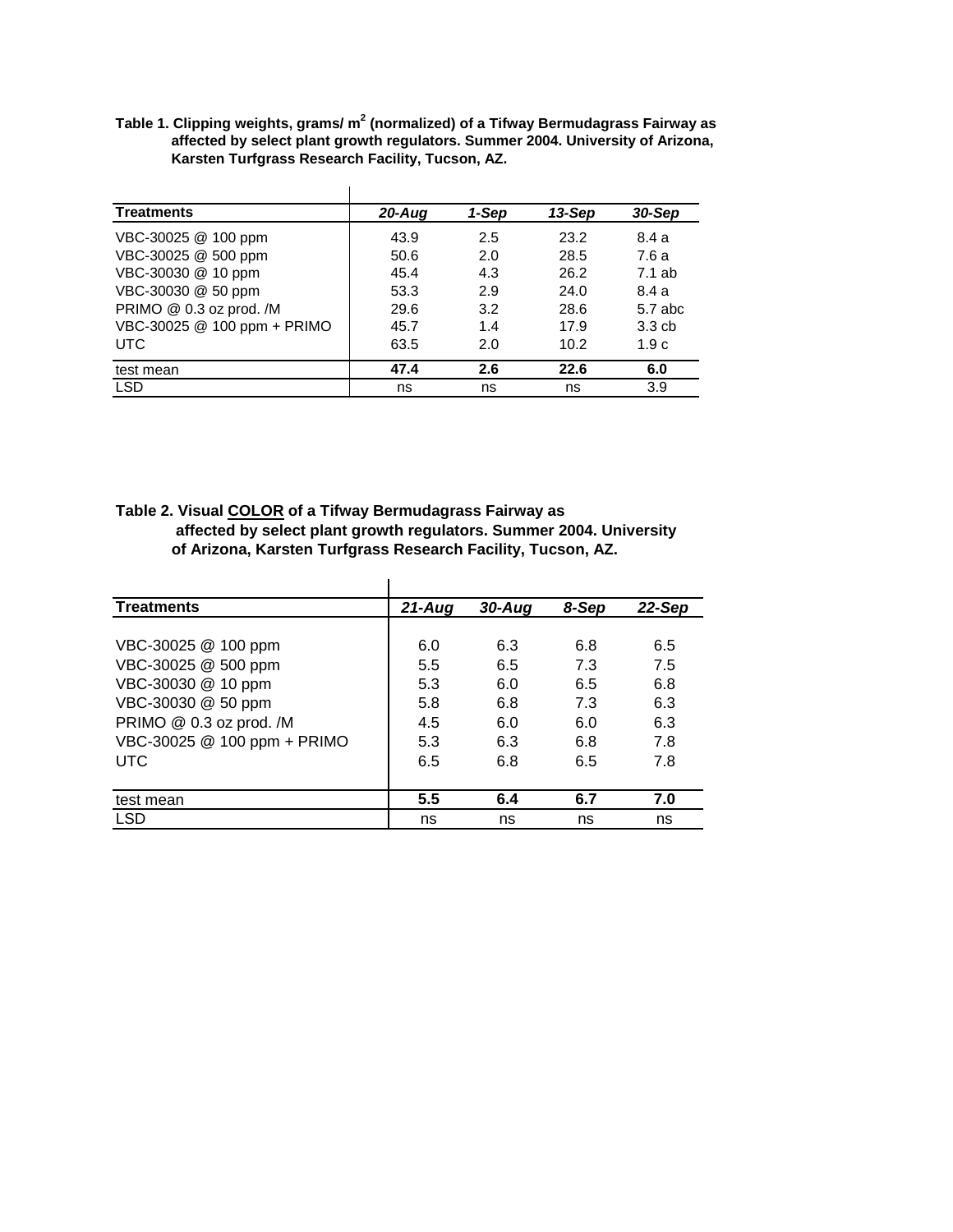**Table 1. Clipping weights, grams/ $m^2$ (normalized) of a Tifway Bermudagrass Fairway as affected by select plant growth regulators. Summer 2004. University of Arizona, Karsten Turfgrass Research Facility, Tucson, AZ.**

| Treatments | *20-Aug* | *1-Sep* | *13-Sep* | *30-Sep* |
|---|---|---|---|---|
| VBC-30025 @ 100 ppm | 43.9 | 2.5 | 23.2 | 8.4 a |
| VBC-30025 @ 500 ppm | 50.6 | 2.0 | 28.5 | 7.6 a |
| VBC-30030 @ 10 ppm | 45.4 | 4.3 | 26.2 | 7.1 ab |
| VBC-30030 @ 50 ppm | 53.3 | 2.9 | 24.0 | 8.4 a |
| PRIMO @ 0.3 oz prod. /M | 29.6 | 3.2 | 28.6 | 5.7 abc |
| VBC-30025 @ 100 ppm + PRIMO | 45.7 | 1.4 | 17.9 | 3.3 cb |
| UTC | 63.5 | 2.0 | 10.2 | 1.9 c |
| test mean | **47.4** | **2.6** | **22.6** | **6.0** |
| LSD | ns | ns | ns | 3.9 |

**Table 2. Visual COLOR of a Tifway Bermudagrass Fairway as affected by select plant growth regulators. Summer 2004. University of Arizona, Karsten Turfgrass Research Facility, Tucson, AZ.**

| Treatments | *21-Aug* | *30-Aug* | *8-Sep* | *22-Sep* |
|---|---|---|---|---|
| VBC-30025 @ 100 ppm | 6.0 | 6.3 | 6.8 | 6.5 |
| VBC-30025 @ 500 ppm | 5.5 | 6.5 | 7.3 | 7.5 |
| VBC-30030 @ 10 ppm | 5.3 | 6.0 | 6.5 | 6.8 |
| VBC-30030 @ 50 ppm | 5.8 | 6.8 | 7.3 | 6.3 |
| PRIMO @ 0.3 oz prod. /M | 4.5 | 6.0 | 6.0 | 6.3 |
| VBC-30025 @ 100 ppm + PRIMO | 5.3 | 6.3 | 6.8 | 7.8 |
| UTC | 6.5 | 6.8 | 6.5 | 7.8 |
| test mean | **5.5** | **6.4** | **6.7** | **7.0** |
| LSD | ns | ns | ns | ns |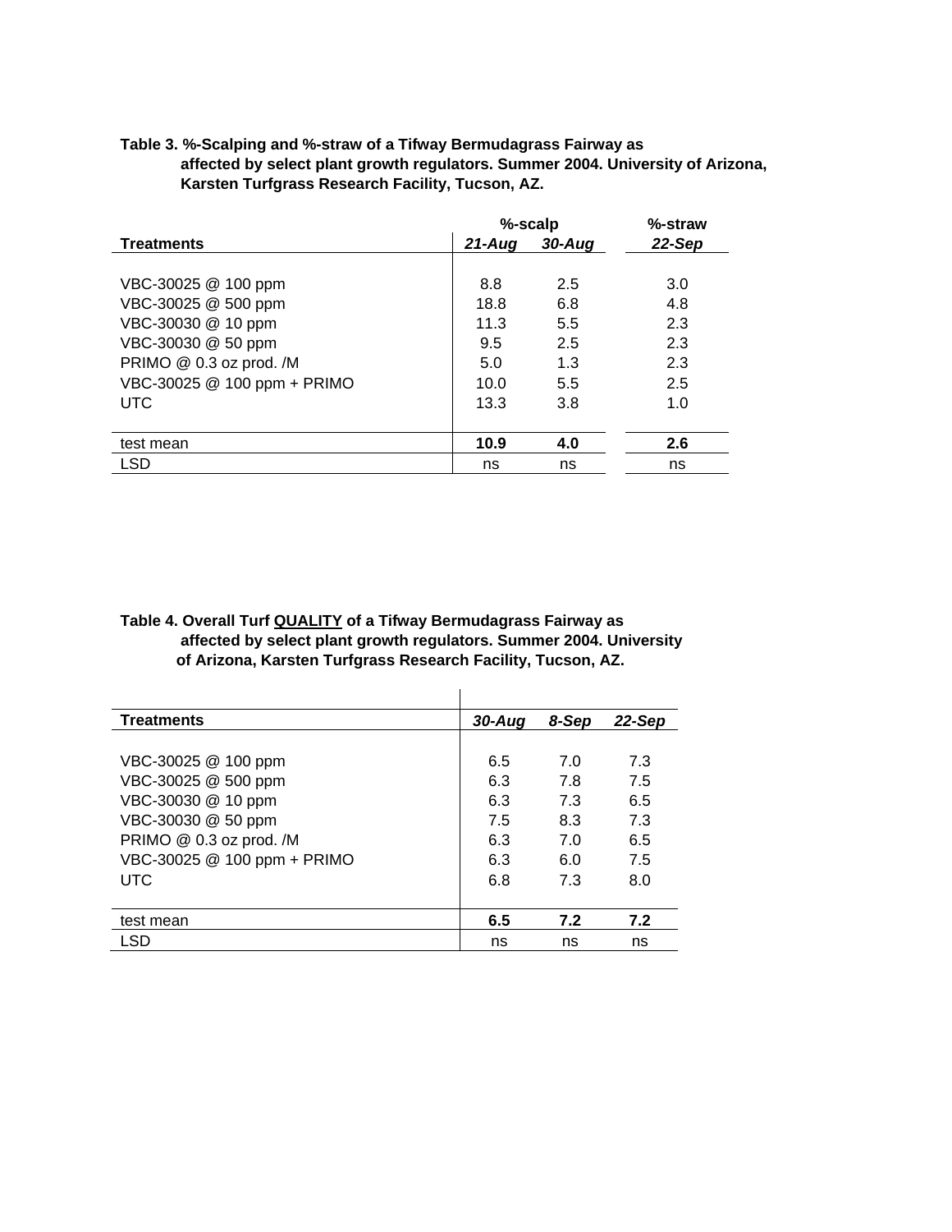**Table 3. %-Scalping and %-straw of a Tifway Bermudagrass Fairway as affected by select plant growth regulators. Summer 2004. University of Arizona, Karsten Turfgrass Research Facility, Tucson, AZ.**

| | %-scalp | | %-straw |
|---|---|---|---|
| **Treatments** | ***21-Aug*** | ***30-Aug*** | ***22-Sep*** |
| VBC-30025 @ 100 ppm | 8.8 | 2.5 | 3.0 |
| VBC-30025 @ 500 ppm | 18.8 | 6.8 | 4.8 |
| VBC-30030 @ 10 ppm | 11.3 | 5.5 | 2.3 |
| VBC-30030 @ 50 ppm | 9.5 | 2.5 | 2.3 |
| PRIMO @ 0.3 oz prod. /M | 5.0 | 1.3 | 2.3 |
| VBC-30025 @ 100 ppm + PRIMO | 10.0 | 5.5 | 2.5 |
| UTC | 13.3 | 3.8 | 1.0 |
| test mean | **10.9** | **4.0** | **2.6** |
| LSD | ns | ns | ns |

**Table 4. Overall Turf QUALITY of a Tifway Bermudagrass Fairway as affected by select plant growth regulators. Summer 2004. University of Arizona, Karsten Turfgrass Research Facility, Tucson, AZ.**

| **Treatments** | ***30-Aug*** | ***8-Sep*** | ***22-Sep*** |
|---|---|---|---|
| VBC-30025 @ 100 ppm | 6.5 | 7.0 | 7.3 |
| VBC-30025 @ 500 ppm | 6.3 | 7.8 | 7.5 |
| VBC-30030 @ 10 ppm | 6.3 | 7.3 | 6.5 |
| VBC-30030 @ 50 ppm | 7.5 | 8.3 | 7.3 |
| PRIMO @ 0.3 oz prod. /M | 6.3 | 7.0 | 6.5 |
| VBC-30025 @ 100 ppm + PRIMO | 6.3 | 6.0 | 7.5 |
| UTC | 6.8 | 7.3 | 8.0 |
| test mean | **6.5** | **7.2** | **7.2** |
| LSD | ns | ns | ns |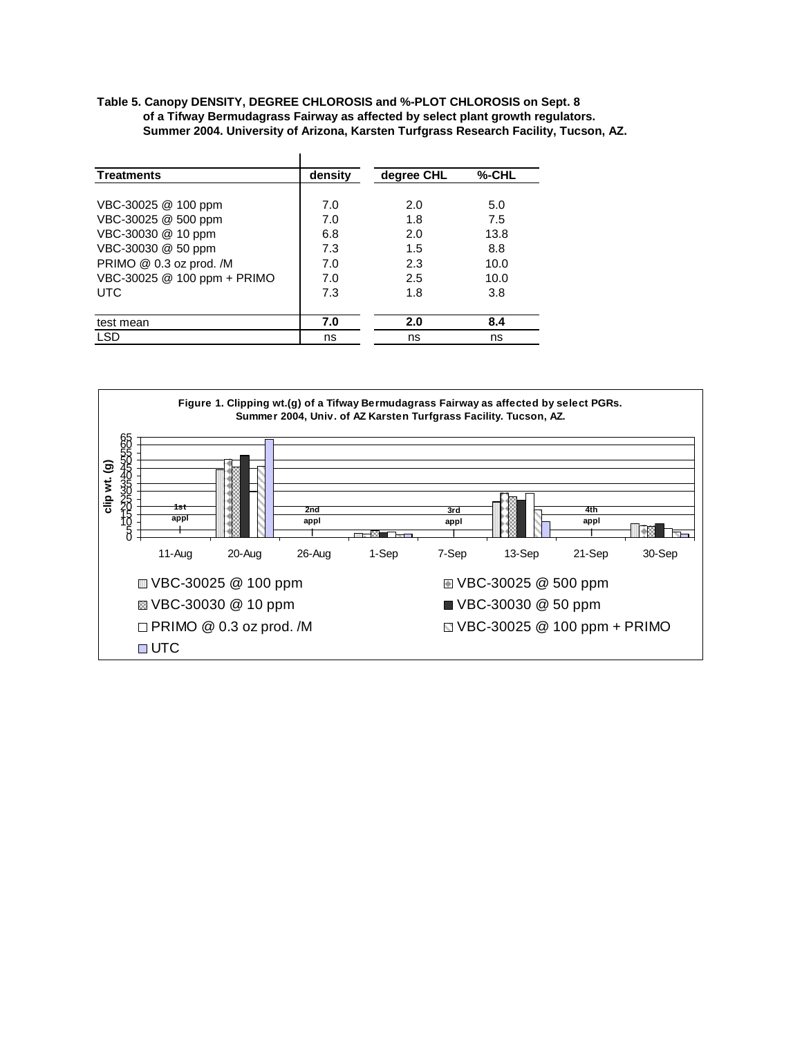**Table 5. Canopy DENSITY, DEGREE CHLOROSIS and %-PLOT CHLOROSIS on Sept. 8 of a Tifway Bermudagrass Fairway as affected by select plant growth regulators. Summer 2004. University of Arizona, Karsten Turfgrass Research Facility, Tucson, AZ.**

| Treatments | density | degree CHL | %-CHL |
|---|---|---|---|
| VBC-30025 @ 100 ppm | 7.0 | 2.0 | 5.0 |
| VBC-30025 @ 500 ppm | 7.0 | 1.8 | 7.5 |
| VBC-30030 @ 10 ppm | 6.8 | 2.0 | 13.8 |
| VBC-30030 @ 50 ppm | 7.3 | 1.5 | 8.8 |
| PRIMO @ 0.3 oz prod. /M | 7.0 | 2.3 | 10.0 |
| VBC-30025 @ 100 ppm + PRIMO | 7.0 | 2.5 | 10.0 |
| UTC | 7.3 | 1.8 | 3.8 |
| test mean | **7.0** | **2.0** | **8.4** |
| LSD | ns | ns | ns |

**Figure 1. Clipping wt.(g) of a Tifway Bermudagrass Fairway as affected by select PGRs. Summer 2004, Univ. of AZ Karsten Turfgrass Facility. Tucson, AZ.**

Legend: VBC-30025 @ 100 ppm; VBC-30025 @ 500 ppm; VBC-30030 @ 10 ppm; VBC-30030 @ 50 ppm; PRIMO @ 0.3 oz prod. /M; VBC-30025 @ 100 ppm + PRIMO; UTC

Y-axis: clip wt. (g) (0–65). X-axis dates: 11-Aug, 20-Aug, 26-Aug, 1-Sep, 7-Sep, 13-Sep, 21-Sep, 30-Sep. Application markers: 1st appl (11-Aug), 2nd appl (26-Aug), 3rd appl (7-Sep), 4th appl (21-Sep).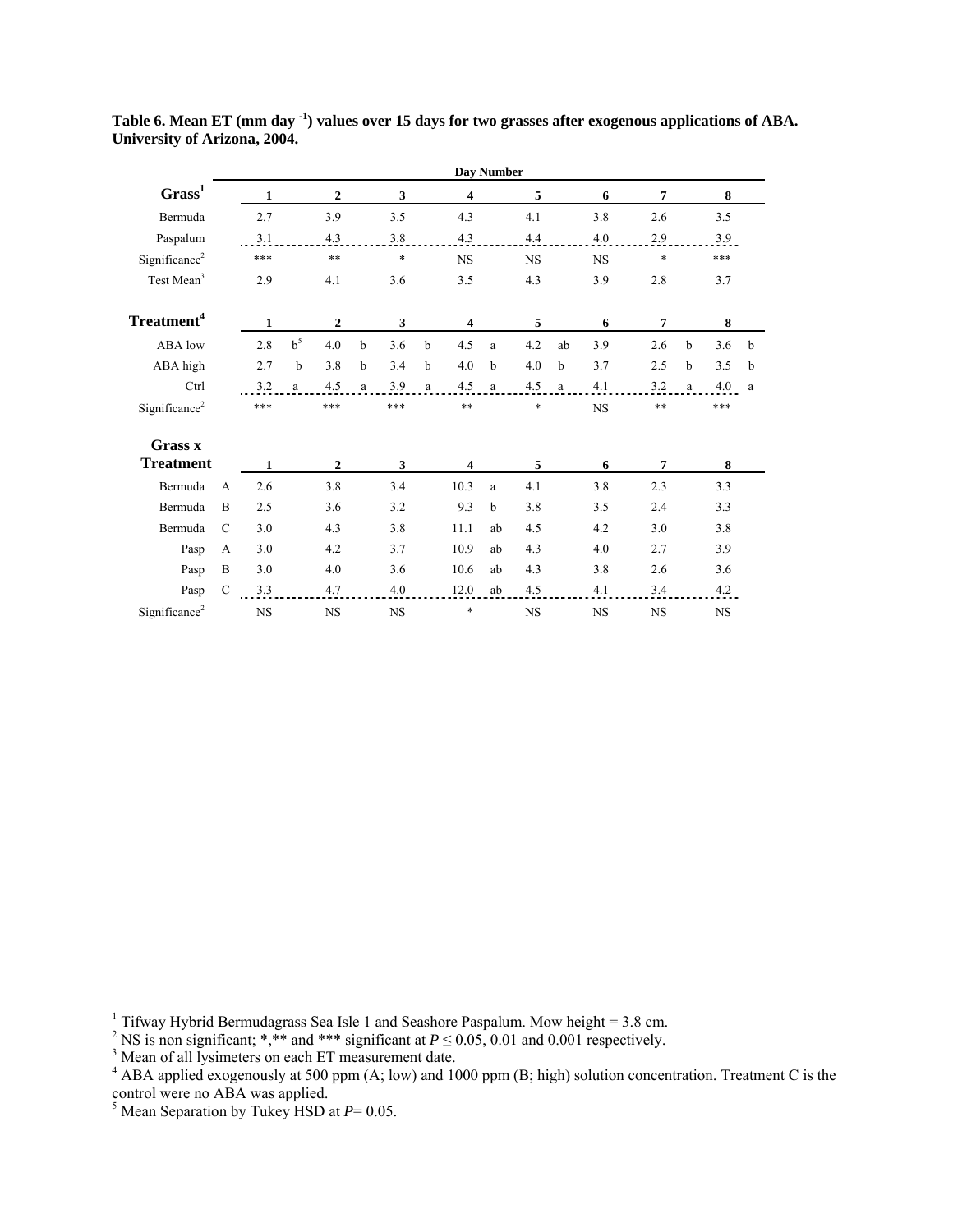**Table 6. Mean ET (mm day$^{-1}$) values over 15 days for two grasses after exogenous applications of ABA. University of Arizona, 2004.**

| Grass[1] | | Day Number 1 | | 2 | | 3 | | 4 | | 5 | | 6 | | 7 | | 8 | |
|---|---|---|---|---|---|---|---|---|---|---|---|---|---|---|---|---|---|
| Bermuda | | 2.7 | | 3.9 | | 3.5 | | 4.3 | | 4.1 | | 3.8 | | 2.6 | | 3.5 | |
| Paspalum | | 3.1 | | 4.3 | | 3.8 | | 4.3 | | 4.4 | | 4.0 | | 2.9 | | 3.9 | |
| Significance[2] | | *** | | ** | | * | | NS | | NS | | NS | | * | | *** | |
| Test Mean[3] | | 2.9 | | 4.1 | | 3.6 | | 3.5 | | 4.3 | | 3.9 | | 2.8 | | 3.7 | |
| **Treatment[4]** | | **1** | | **2** | | **3** | | **4** | | **5** | | **6** | | **7** | | **8** | |
| ABA low | | 2.8 | b[5] | 4.0 | b | 3.6 | b | 4.5 | a | 4.2 | ab | 3.9 | | 2.6 | b | 3.6 | b |
| ABA high | | 2.7 | b | 3.8 | b | 3.4 | b | 4.0 | b | 4.0 | b | 3.7 | | 2.5 | b | 3.5 | b |
| Ctrl | | 3.2 | a | 4.5 | a | 3.9 | a | 4.5 | a | 4.5 | a | 4.1 | | 3.2 | a | 4.0 | a |
| Significance[2] | | *** | | *** | | *** | | ** | | * | | NS | | ** | | *** | |
| **Grass x Treatment** | | **1** | | **2** | | **3** | | **4** | | **5** | | **6** | | **7** | | **8** | |
| Bermuda | A | 2.6 | | 3.8 | | 3.4 | | 10.3 | a | 4.1 | | 3.8 | | 2.3 | | 3.3 | |
| Bermuda | B | 2.5 | | 3.6 | | 3.2 | | 9.3 | b | 3.8 | | 3.5 | | 2.4 | | 3.3 | |
| Bermuda | C | 3.0 | | 4.3 | | 3.8 | | 11.1 | ab | 4.5 | | 4.2 | | 3.0 | | 3.8 | |
| Pasp | A | 3.0 | | 4.2 | | 3.7 | | 10.9 | ab | 4.3 | | 4.0 | | 2.7 | | 3.9 | |
| Pasp | B | 3.0 | | 4.0 | | 3.6 | | 10.6 | ab | 4.3 | | 3.8 | | 2.6 | | 3.6 | |
| Pasp | C | 3.3 | | 4.7 | | 4.0 | | 12.0 | ab | 4.5 | | 4.1 | | 3.4 | | 4.2 | |
| Significance[2] | | NS | | NS | | NS | | * | | NS | | NS | | NS | | NS | |

[1] Tifway Hybrid Bermudagrass Sea Isle 1 and Seashore Paspalum. Mow height = 3.8 cm.
[2] NS is non significant; *,** and *** significant at $P \leq 0.05$, 0.01 and 0.001 respectively.
[3] Mean of all lysimeters on each ET measurement date.
[4] ABA applied exogenously at 500 ppm (A; low) and 1000 ppm (B; high) solution concentration. Treatment C is the control were no ABA was applied.
[5] Mean Separation by Tukey HSD at *P*= 0.05.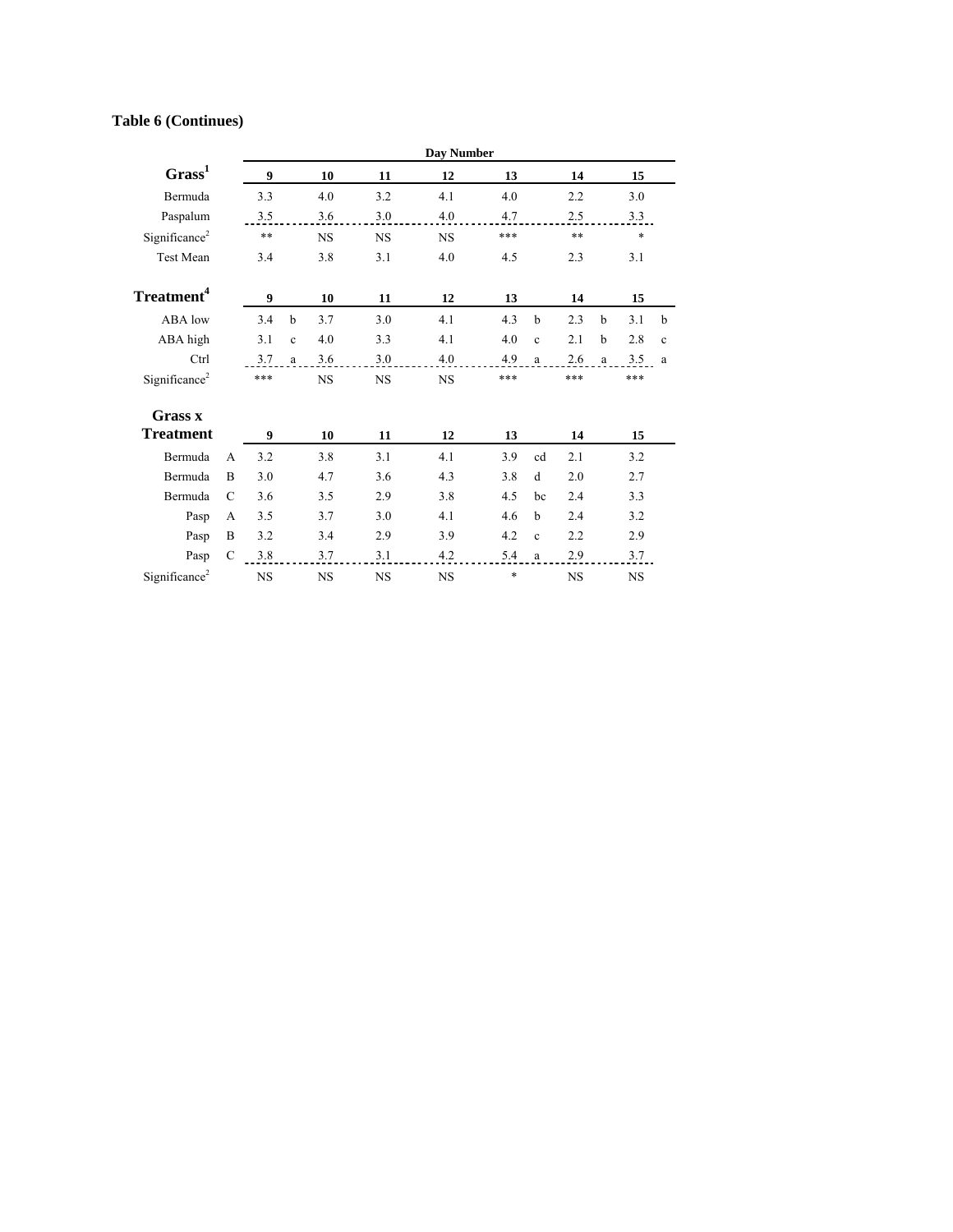**Table 6 (Continues)**

| Grass[1] | | Day Number 9 | | 10 | | 11 | | 12 | | 13 | | 14 | | 15 | |
|---|---|---|---|---|---|---|---|---|---|---|---|---|---|---|---|
| Bermuda | | 3.3 | | 4.0 | | 3.2 | | 4.1 | | 4.0 | | 2.2 | | 3.0 | |
| Paspalum | | 3.5 | | 3.6 | | 3.0 | | 4.0 | | 4.7 | | 2.5 | | 3.3 | |
| Significance[2] | | ** | | NS | | NS | | NS | | *** | | ** | | * | |
| Test Mean | | 3.4 | | 3.8 | | 3.1 | | 4.0 | | 4.5 | | 2.3 | | 3.1 | |
| **Treatment[4]** | | **9** | | **10** | | **11** | | **12** | | **13** | | **14** | | **15** | |
| ABA low | | 3.4 | b | 3.7 | | 3.0 | | 4.1 | | 4.3 | b | 2.3 | b | 3.1 | b |
| ABA high | | 3.1 | c | 4.0 | | 3.3 | | 4.1 | | 4.0 | c | 2.1 | b | 2.8 | c |
| Ctrl | | 3.7 | a | 3.6 | | 3.0 | | 4.0 | | 4.9 | a | 2.6 | a | 3.5 | a |
| Significance[2] | | *** | | NS | | NS | | NS | | *** | | *** | | *** | |
| **Grass x Treatment** | | **9** | | **10** | | **11** | | **12** | | **13** | | **14** | | **15** | |
| Bermuda | A | 3.2 | | 3.8 | | 3.1 | | 4.1 | | 3.9 | cd | 2.1 | | 3.2 | |
| Bermuda | B | 3.0 | | 4.7 | | 3.6 | | 4.3 | | 3.8 | d | 2.0 | | 2.7 | |
| Bermuda | C | 3.6 | | 3.5 | | 2.9 | | 3.8 | | 4.5 | bc | 2.4 | | 3.3 | |
| Pasp | A | 3.5 | | 3.7 | | 3.0 | | 4.1 | | 4.6 | b | 2.4 | | 3.2 | |
| Pasp | B | 3.2 | | 3.4 | | 2.9 | | 3.9 | | 4.2 | c | 2.2 | | 2.9 | |
| Pasp | C | 3.8 | | 3.7 | | 3.1 | | 4.2 | | 5.4 | a | 2.9 | | 3.7 | |
| Significance[2] | | NS | | NS | | NS | | NS | | * | | NS | | NS | |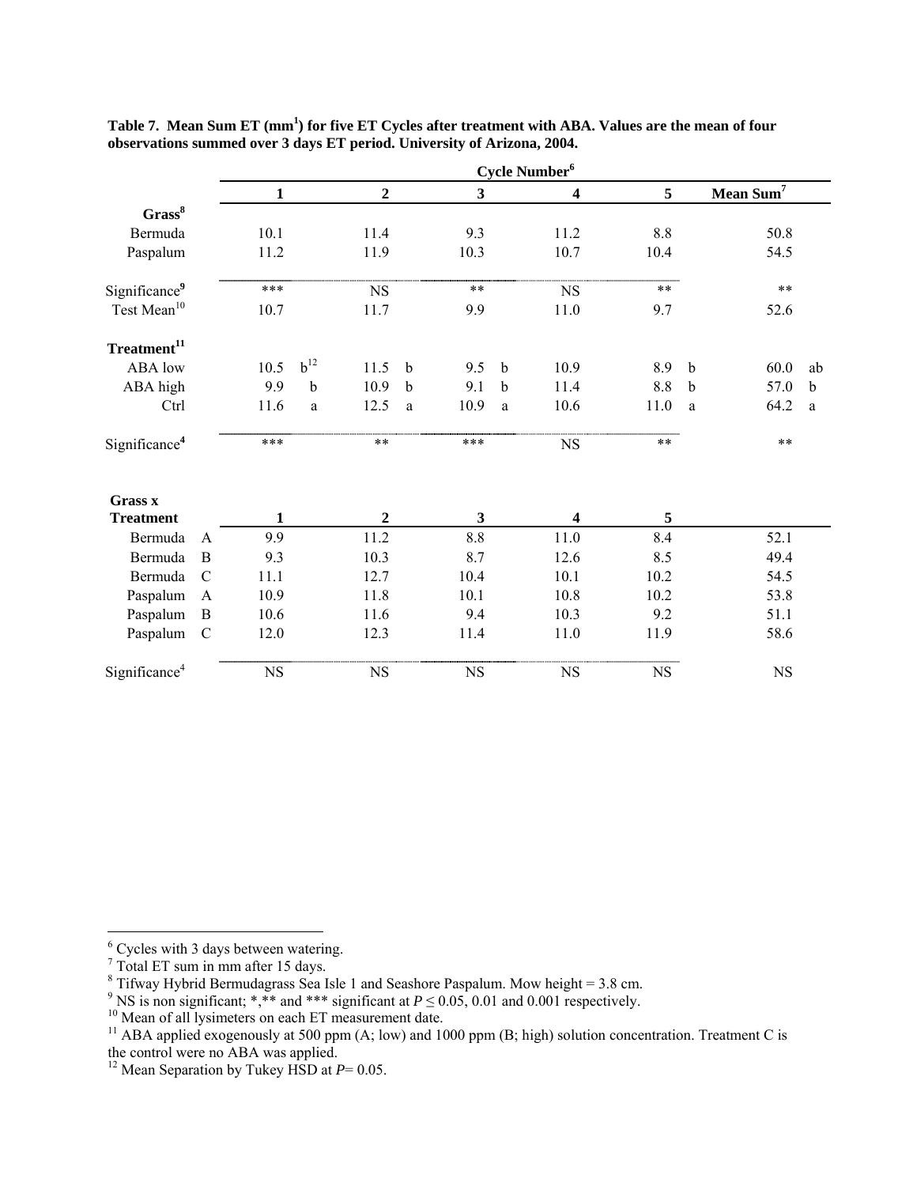**Table 7. Mean Sum ET (mm[1]) for five ET Cycles after treatment with ABA. Values are the mean of four observations summed over 3 days ET period. University of Arizona, 2004.**

| | | Cycle Number[6] | | | | | | | | | | |
|---|---|---|---|---|---|---|---|---|---|---|---|---|
| | 1 | | 2 | | 3 | | 4 | 5 | | Mean Sum[7] | |
| **Grass[8]** | | | | | | | | | | | |
| Bermuda | 10.1 | | 11.4 | | 9.3 | | 11.2 | 8.8 | | 50.8 | |
| Paspalum | 11.2 | | 11.9 | | 10.3 | | 10.7 | 10.4 | | 54.5 | |
| Significance[9] | *** | | NS | | ** | | NS | ** | | ** | |
| Test Mean[10] | 10.7 | | 11.7 | | 9.9 | | 11.0 | 9.7 | | 52.6 | |
| **Treatment[11]** | | | | | | | | | | | |
| ABA low | 10.5 | b[12] | 11.5 | b | 9.5 | b | 10.9 | 8.9 | b | 60.0 | ab |
| ABA high | 9.9 | b | 10.9 | b | 9.1 | b | 11.4 | 8.8 | b | 57.0 | b |
| Ctrl | 11.6 | a | 12.5 | a | 10.9 | a | 10.6 | 11.0 | a | 64.2 | a |
| Significance[4] | *** | | ** | | *** | | NS | ** | | ** | |

| **Grass x Treatment** | | 1 | 2 | 3 | 4 | 5 | |
|---|---|---|---|---|---|---|---|
| Bermuda | A | 9.9 | 11.2 | 8.8 | 11.0 | 8.4 | 52.1 |
| Bermuda | B | 9.3 | 10.3 | 8.7 | 12.6 | 8.5 | 49.4 |
| Bermuda | C | 11.1 | 12.7 | 10.4 | 10.1 | 10.2 | 54.5 |
| Paspalum | A | 10.9 | 11.8 | 10.1 | 10.8 | 10.2 | 53.8 |
| Paspalum | B | 10.6 | 11.6 | 9.4 | 10.3 | 9.2 | 51.1 |
| Paspalum | C | 12.0 | 12.3 | 11.4 | 11.0 | 11.9 | 58.6 |
| Significance[4] | | NS | NS | NS | NS | NS | NS |

[6] Cycles with 3 days between watering.
[7] Total ET sum in mm after 15 days.
[8] Tifway Hybrid Bermudagrass Sea Isle 1 and Seashore Paspalum. Mow height = 3.8 cm.
[9] NS is non significant; *,** and *** significant at $P \leq 0.05$, 0.01 and 0.001 respectively.
[10] Mean of all lysimeters on each ET measurement date.
[11] ABA applied exogenously at 500 ppm (A; low) and 1000 ppm (B; high) solution concentration. Treatment C is the control were no ABA was applied.
[12] Mean Separation by Tukey HSD at $P$= 0.05.